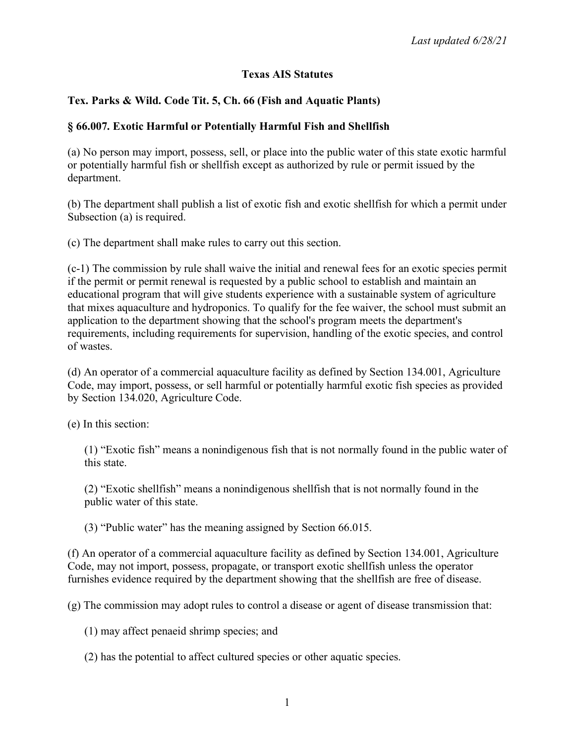*Last updated 6/28/21*

# Texas AIS Statutes

## Tex. Parks & Wild. Code Tit. 5, Ch. 66 (Fish and Aquatic Plants)

### § 66.007. Exotic Harmful or Potentially Harmful Fish and Shellfish

(a) No person may import, possess, sell, or place into the public water of this state exotic harmful or potentially harmful fish or shellfish except as authorized by rule or permit issued by the department.

(b) The department shall publish a list of exotic fish and exotic shellfish for which a permit under Subsection (a) is required.

(c) The department shall make rules to carry out this section.

(c-1) The commission by rule shall waive the initial and renewal fees for an exotic species permit if the permit or permit renewal is requested by a public school to establish and maintain an educational program that will give students experience with a sustainable system of agriculture that mixes aquaculture and hydroponics. To qualify for the fee waiver, the school must submit an application to the department showing that the school's program meets the department's requirements, including requirements for supervision, handling of the exotic species, and control of wastes.

(d) An operator of a commercial aquaculture facility as defined by Section 134.001, Agriculture Code, may import, possess, or sell harmful or potentially harmful exotic fish species as provided by Section 134.020, Agriculture Code.

(e) In this section:

> (1) "Exotic fish" means a nonindigenous fish that is not normally found in the public water of this state.
>
> (2) "Exotic shellfish" means a nonindigenous shellfish that is not normally found in the public water of this state.
>
> (3) "Public water" has the meaning assigned by Section 66.015.

(f) An operator of a commercial aquaculture facility as defined by Section 134.001, Agriculture Code, may not import, possess, propagate, or transport exotic shellfish unless the operator furnishes evidence required by the department showing that the shellfish are free of disease.

(g) The commission may adopt rules to control a disease or agent of disease transmission that:

> (1) may affect penaeid shrimp species; and
>
> (2) has the potential to affect cultured species or other aquatic species.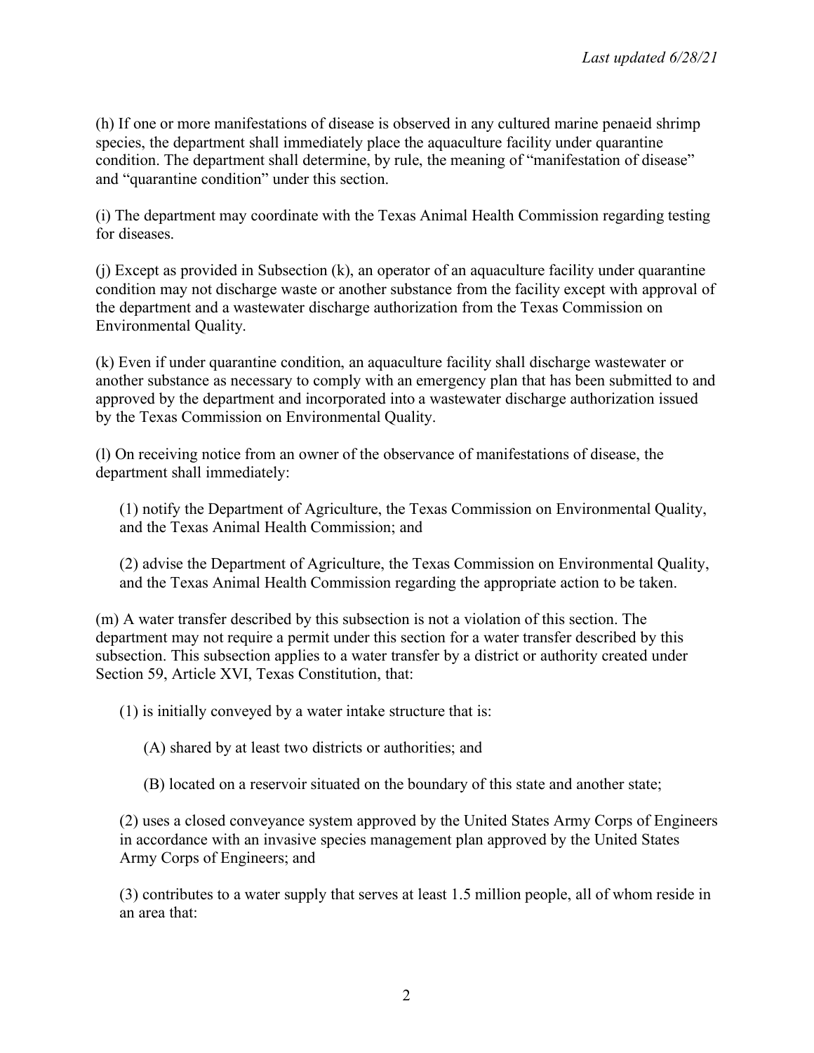(h) If one or more manifestations of disease is observed in any cultured marine penaeid shrimp species, the department shall immediately place the aquaculture facility under quarantine condition. The department shall determine, by rule, the meaning of "manifestation of disease" and "quarantine condition" under this section.

(i) The department may coordinate with the Texas Animal Health Commission regarding testing for diseases.

(j) Except as provided in Subsection (k), an operator of an aquaculture facility under quarantine condition may not discharge waste or another substance from the facility except with approval of the department and a wastewater discharge authorization from the Texas Commission on Environmental Quality.

(k) Even if under quarantine condition, an aquaculture facility shall discharge wastewater or another substance as necessary to comply with an emergency plan that has been submitted to and approved by the department and incorporated into a wastewater discharge authorization issued by the Texas Commission on Environmental Quality.

(l) On receiving notice from an owner of the observance of manifestations of disease, the department shall immediately:

(1) notify the Department of Agriculture, the Texas Commission on Environmental Quality, and the Texas Animal Health Commission; and

(2) advise the Department of Agriculture, the Texas Commission on Environmental Quality, and the Texas Animal Health Commission regarding the appropriate action to be taken.

(m) A water transfer described by this subsection is not a violation of this section. The department may not require a permit under this section for a water transfer described by this subsection. This subsection applies to a water transfer by a district or authority created under Section 59, Article XVI, Texas Constitution, that:

(1) is initially conveyed by a water intake structure that is:

(A) shared by at least two districts or authorities; and

(B) located on a reservoir situated on the boundary of this state and another state;

(2) uses a closed conveyance system approved by the United States Army Corps of Engineers in accordance with an invasive species management plan approved by the United States Army Corps of Engineers; and

(3) contributes to a water supply that serves at least 1.5 million people, all of whom reside in an area that: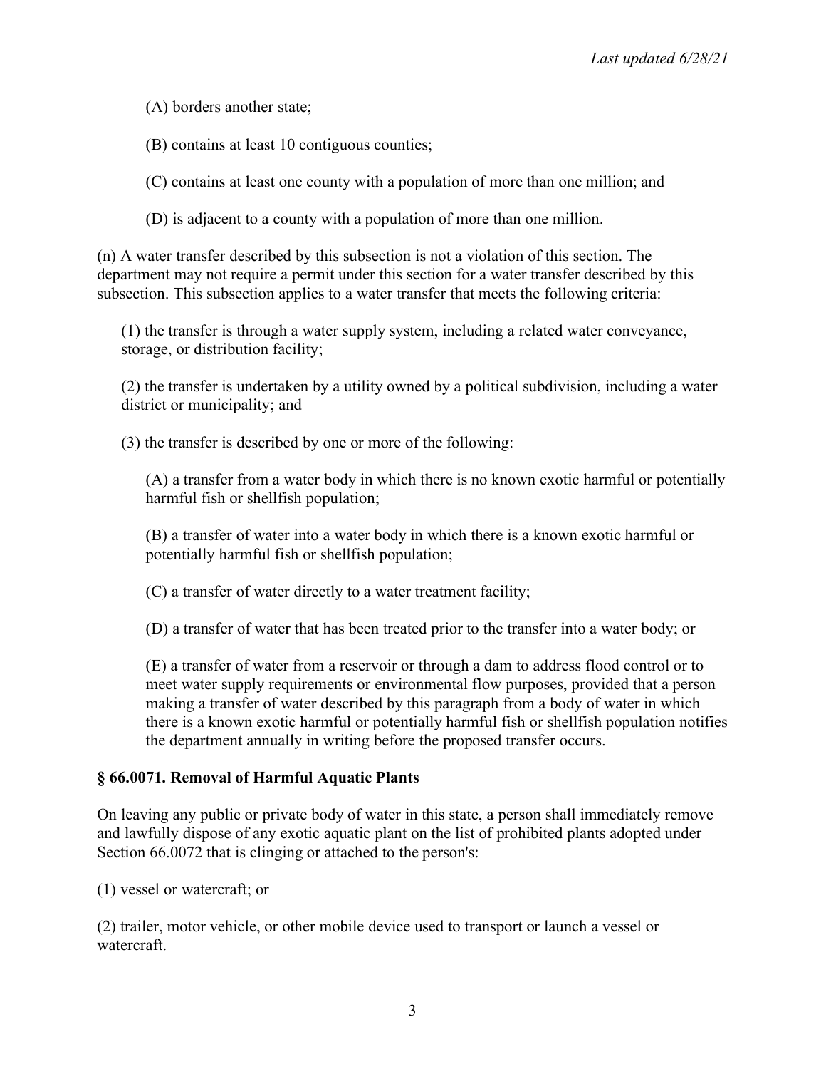(A) borders another state;

(B) contains at least 10 contiguous counties;

(C) contains at least one county with a population of more than one million; and

(D) is adjacent to a county with a population of more than one million.

(n) A water transfer described by this subsection is not a violation of this section. The department may not require a permit under this section for a water transfer described by this subsection. This subsection applies to a water transfer that meets the following criteria:

(1) the transfer is through a water supply system, including a related water conveyance, storage, or distribution facility;

(2) the transfer is undertaken by a utility owned by a political subdivision, including a water district or municipality; and

(3) the transfer is described by one or more of the following:

(A) a transfer from a water body in which there is no known exotic harmful or potentially harmful fish or shellfish population;

(B) a transfer of water into a water body in which there is a known exotic harmful or potentially harmful fish or shellfish population;

(C) a transfer of water directly to a water treatment facility;

(D) a transfer of water that has been treated prior to the transfer into a water body; or

(E) a transfer of water from a reservoir or through a dam to address flood control or to meet water supply requirements or environmental flow purposes, provided that a person making a transfer of water described by this paragraph from a body of water in which there is a known exotic harmful or potentially harmful fish or shellfish population notifies the department annually in writing before the proposed transfer occurs.

### § 66.0071. Removal of Harmful Aquatic Plants

On leaving any public or private body of water in this state, a person shall immediately remove and lawfully dispose of any exotic aquatic plant on the list of prohibited plants adopted under Section 66.0072 that is clinging or attached to the person's:

(1) vessel or watercraft; or

(2) trailer, motor vehicle, or other mobile device used to transport or launch a vessel or watercraft.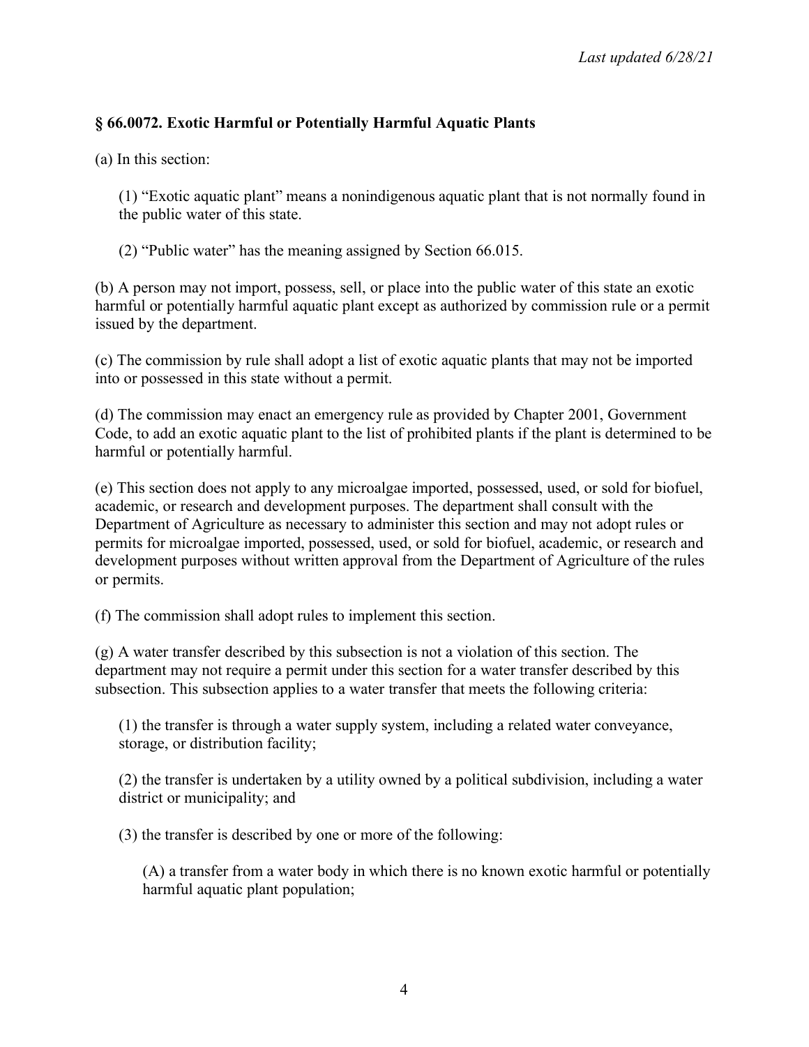## § 66.0072. Exotic Harmful or Potentially Harmful Aquatic Plants

(a) In this section:

(1) "Exotic aquatic plant" means a nonindigenous aquatic plant that is not normally found in the public water of this state.

(2) "Public water" has the meaning assigned by Section 66.015.

(b) A person may not import, possess, sell, or place into the public water of this state an exotic harmful or potentially harmful aquatic plant except as authorized by commission rule or a permit issued by the department.

(c) The commission by rule shall adopt a list of exotic aquatic plants that may not be imported into or possessed in this state without a permit.

(d) The commission may enact an emergency rule as provided by Chapter 2001, Government Code, to add an exotic aquatic plant to the list of prohibited plants if the plant is determined to be harmful or potentially harmful.

(e) This section does not apply to any microalgae imported, possessed, used, or sold for biofuel, academic, or research and development purposes. The department shall consult with the Department of Agriculture as necessary to administer this section and may not adopt rules or permits for microalgae imported, possessed, used, or sold for biofuel, academic, or research and development purposes without written approval from the Department of Agriculture of the rules or permits.

(f) The commission shall adopt rules to implement this section.

(g) A water transfer described by this subsection is not a violation of this section. The department may not require a permit under this section for a water transfer described by this subsection. This subsection applies to a water transfer that meets the following criteria:

(1) the transfer is through a water supply system, including a related water conveyance, storage, or distribution facility;

(2) the transfer is undertaken by a utility owned by a political subdivision, including a water district or municipality; and

(3) the transfer is described by one or more of the following:

(A) a transfer from a water body in which there is no known exotic harmful or potentially harmful aquatic plant population;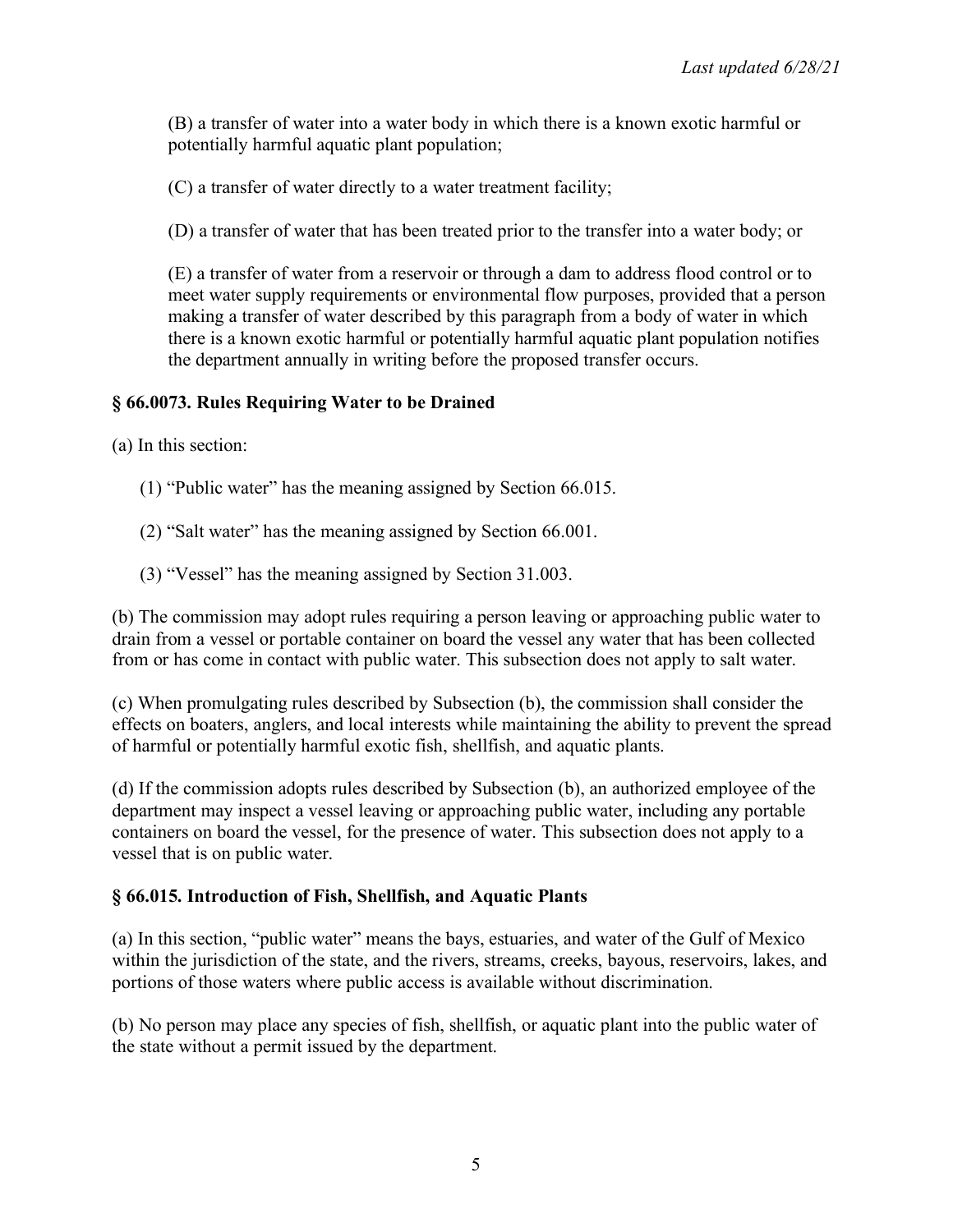(B) a transfer of water into a water body in which there is a known exotic harmful or potentially harmful aquatic plant population;

(C) a transfer of water directly to a water treatment facility;

(D) a transfer of water that has been treated prior to the transfer into a water body; or

(E) a transfer of water from a reservoir or through a dam to address flood control or to meet water supply requirements or environmental flow purposes, provided that a person making a transfer of water described by this paragraph from a body of water in which there is a known exotic harmful or potentially harmful aquatic plant population notifies the department annually in writing before the proposed transfer occurs.

### § 66.0073. Rules Requiring Water to be Drained

(a) In this section:

(1) "Public water" has the meaning assigned by Section 66.015.

(2) "Salt water" has the meaning assigned by Section 66.001.

(3) "Vessel" has the meaning assigned by Section 31.003.

(b) The commission may adopt rules requiring a person leaving or approaching public water to drain from a vessel or portable container on board the vessel any water that has been collected from or has come in contact with public water. This subsection does not apply to salt water.

(c) When promulgating rules described by Subsection (b), the commission shall consider the effects on boaters, anglers, and local interests while maintaining the ability to prevent the spread of harmful or potentially harmful exotic fish, shellfish, and aquatic plants.

(d) If the commission adopts rules described by Subsection (b), an authorized employee of the department may inspect a vessel leaving or approaching public water, including any portable containers on board the vessel, for the presence of water. This subsection does not apply to a vessel that is on public water.

### § 66.015. Introduction of Fish, Shellfish, and Aquatic Plants

(a) In this section, "public water" means the bays, estuaries, and water of the Gulf of Mexico within the jurisdiction of the state, and the rivers, streams, creeks, bayous, reservoirs, lakes, and portions of those waters where public access is available without discrimination.

(b) No person may place any species of fish, shellfish, or aquatic plant into the public water of the state without a permit issued by the department.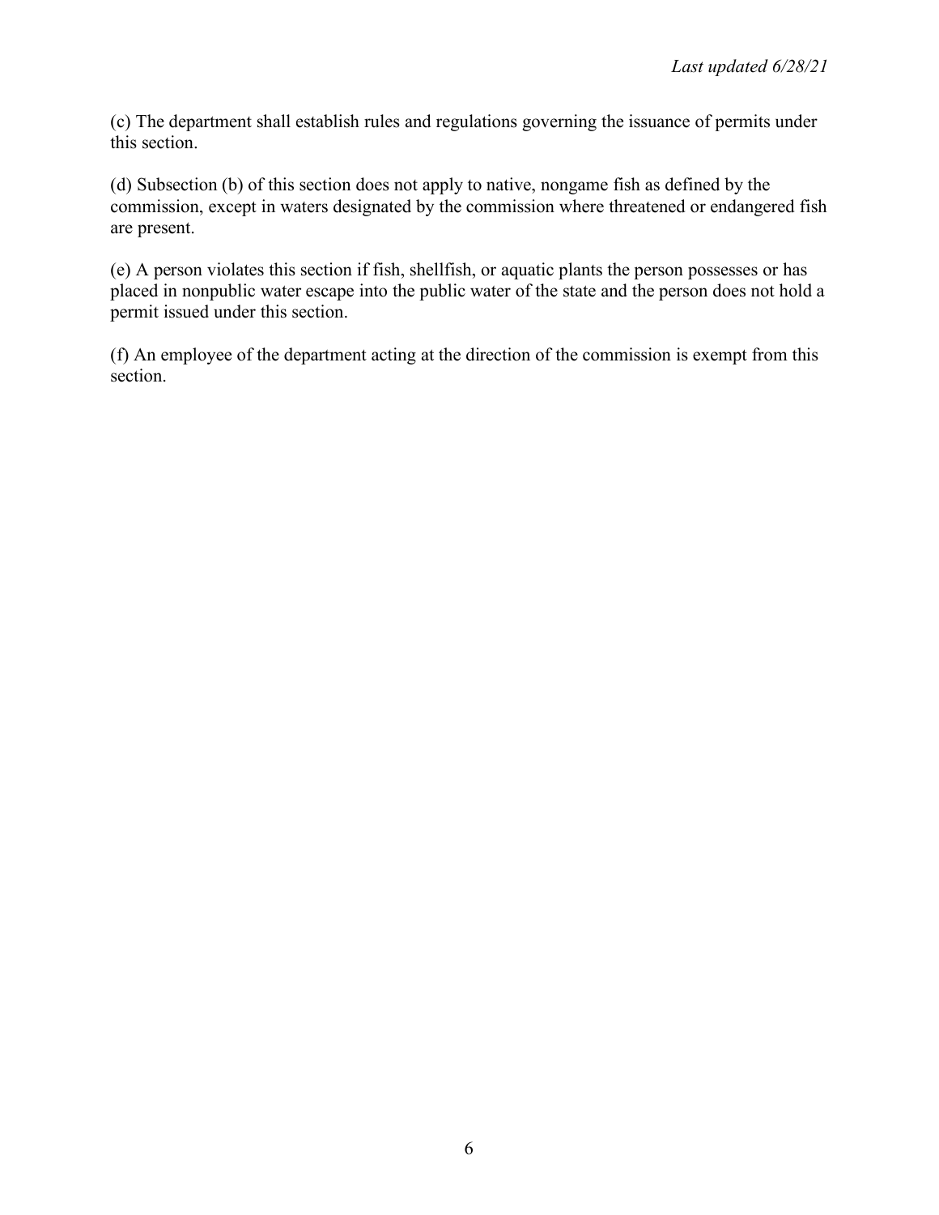(c) The department shall establish rules and regulations governing the issuance of permits under this section.

(d) Subsection (b) of this section does not apply to native, nongame fish as defined by the commission, except in waters designated by the commission where threatened or endangered fish are present.

(e) A person violates this section if fish, shellfish, or aquatic plants the person possesses or has placed in nonpublic water escape into the public water of the state and the person does not hold a permit issued under this section.

(f) An employee of the department acting at the direction of the commission is exempt from this section.